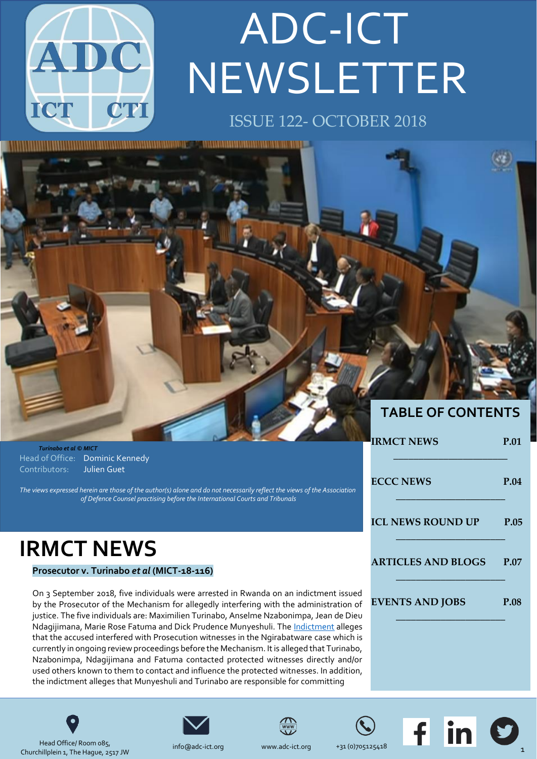# ADC-ICT NEWSLETTER

ISSUE 122- OCTOBER 2018

*Turinabo et al © MICT*

Head of Office: Dominic Kennedy
Contributors: Julien Guet

*The views expressed herein are those of the author(s) alone and do not necessarily reflect the views of the Association of Defence Counsel practising before the International Courts and Tribunals*

## TABLE OF CONTENTS

| | |
|---|---|
| IRMCT NEWS | P.01 |
| ECCC NEWS | P.04 |
| ICL NEWS ROUND UP | P.05 |
| ARTICLES AND BLOGS | P.07 |
| EVENTS AND JOBS | P.08 |

# IRMCT NEWS

**Prosecutor v. Turinabo *et al* (MICT-18-116)**

On 3 September 2018, five individuals were arrested in Rwanda on an indictment issued by the Prosecutor of the Mechanism for allegedly interfering with the administration of justice. The five individuals are: Maximilien Turinabo, Anselme Nzabonimpa, Jean de Dieu Ndagijimana, Marie Rose Fatuma and Dick Prudence Munyeshuli. The Indictment alleges that the accused interfered with Prosecution witnesses in the Ngirabatware case which is currently in ongoing review proceedings before the Mechanism. It is alleged that Turinabo, Nzabonimpa, Ndagijimana and Fatuma contacted protected witnesses directly and/or used others known to them to contact and influence the protected witnesses. In addition, the indictment alleges that Munyeshuli and Turinabo are responsible for committing

Head Office/ Room 085, Churchillplein 1, The Hague, 2517 JW | info@adc-ict.org | www.adc-ict.org | +31 (0)705125418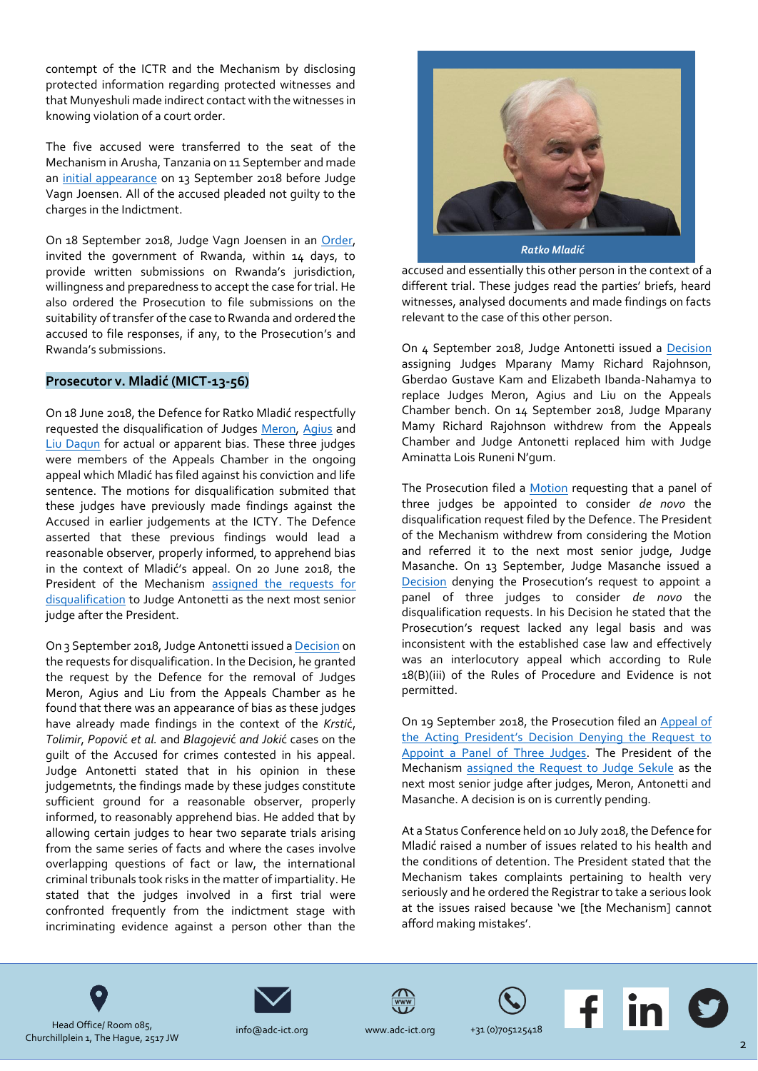contempt of the ICTR and the Mechanism by disclosing protected information regarding protected witnesses and that Munyeshuli made indirect contact with the witnesses in knowing violation of a court order.

The five accused were transferred to the seat of the Mechanism in Arusha, Tanzania on 11 September and made an initial appearance on 13 September 2018 before Judge Vagn Joensen. All of the accused pleaded not guilty to the charges in the Indictment.

On 18 September 2018, Judge Vagn Joensen in an Order, invited the government of Rwanda, within 14 days, to provide written submissions on Rwanda's jurisdiction, willingness and preparedness to accept the case for trial. He also ordered the Prosecution to file submissions on the suitability of transfer of the case to Rwanda and ordered the accused to file responses, if any, to the Prosecution's and Rwanda's submissions.

## Prosecutor v. Mladić (MICT-13-56)

On 18 June 2018, the Defence for Ratko Mladić respectfully requested the disqualification of Judges Meron, Agius and Liu Daqun for actual or apparent bias. These three judges were members of the Appeals Chamber in the ongoing appeal which Mladić has filed against his conviction and life sentence. The motions for disqualification submited that these judges have previously made findings against the Accused in earlier judgements at the ICTY. The Defence asserted that these previous findings would lead a reasonable observer, properly informed, to apprehend bias in the context of Mladić's appeal. On 20 June 2018, the President of the Mechanism assigned the requests for disqualification to Judge Antonetti as the next most senior judge after the President.

On 3 September 2018, Judge Antonetti issued a Decision on the requests for disqualification. In the Decision, he granted the request by the Defence for the removal of Judges Meron, Agius and Liu from the Appeals Chamber as he found that there was an appearance of bias as these judges have already made findings in the context of the *Krstić*, *Tolimir*, *Popović et al.* and *Blagojević and Jokić* cases on the guilt of the Accused for crimes contested in his appeal. Judge Antonetti stated that in his opinion in these judgemetnts, the findings made by these judges constitute sufficient ground for a reasonable observer, properly informed, to reasonably apprehend bias. He added that by allowing certain judges to hear two separate trials arising from the same series of facts and where the cases involve overlapping questions of fact or law, the international criminal tribunals took risks in the matter of impartiality. He stated that the judges involved in a first trial were confronted frequently from the indictment stage with incriminating evidence against a person other than the accused and essentially this other person in the context of a different trial. These judges read the parties' briefs, heard witnesses, analysed documents and made findings on facts relevant to the case of this other person.

*Ratko Mladić*

On 4 September 2018, Judge Antonetti issued a Decision assigning Judges Mparany Mamy Richard Rajohnson, Gberdao Gustave Kam and Elizabeth Ibanda-Nahamya to replace Judges Meron, Agius and Liu on the Appeals Chamber bench. On 14 September 2018, Judge Mparany Mamy Richard Rajohnson withdrew from the Appeals Chamber and Judge Antonetti replaced him with Judge Aminatta Lois Runeni N'gum.

The Prosecution filed a Motion requesting that a panel of three judges be appointed to consider *de novo* the disqualification request filed by the Defence. The President of the Mechanism withdrew from considering the Motion and referred it to the next most senior judge, Judge Masanche. On 13 September, Judge Masanche issued a Decision denying the Prosecution's request to appoint a panel of three judges to consider *de novo* the disqualification requests. In his Decision he stated that the Prosecution's request lacked any legal basis and was inconsistent with the established case law and effectively was an interlocutory appeal which according to Rule 18(B)(iii) of the Rules of Procedure and Evidence is not permitted.

On 19 September 2018, the Prosecution filed an Appeal of the Acting President's Decision Denying the Request to Appoint a Panel of Three Judges. The President of the Mechanism assigned the Request to Judge Sekule as the next most senior judge after judges, Meron, Antonetti and Masanche. A decision is on is currently pending.

At a Status Conference held on 10 July 2018, the Defence for Mladić raised a number of issues related to his health and the conditions of detention. The President stated that the Mechanism takes complaints pertaining to health very seriously and he ordered the Registrar to take a serious look at the issues raised because 'we [the Mechanism] cannot afford making mistakes'.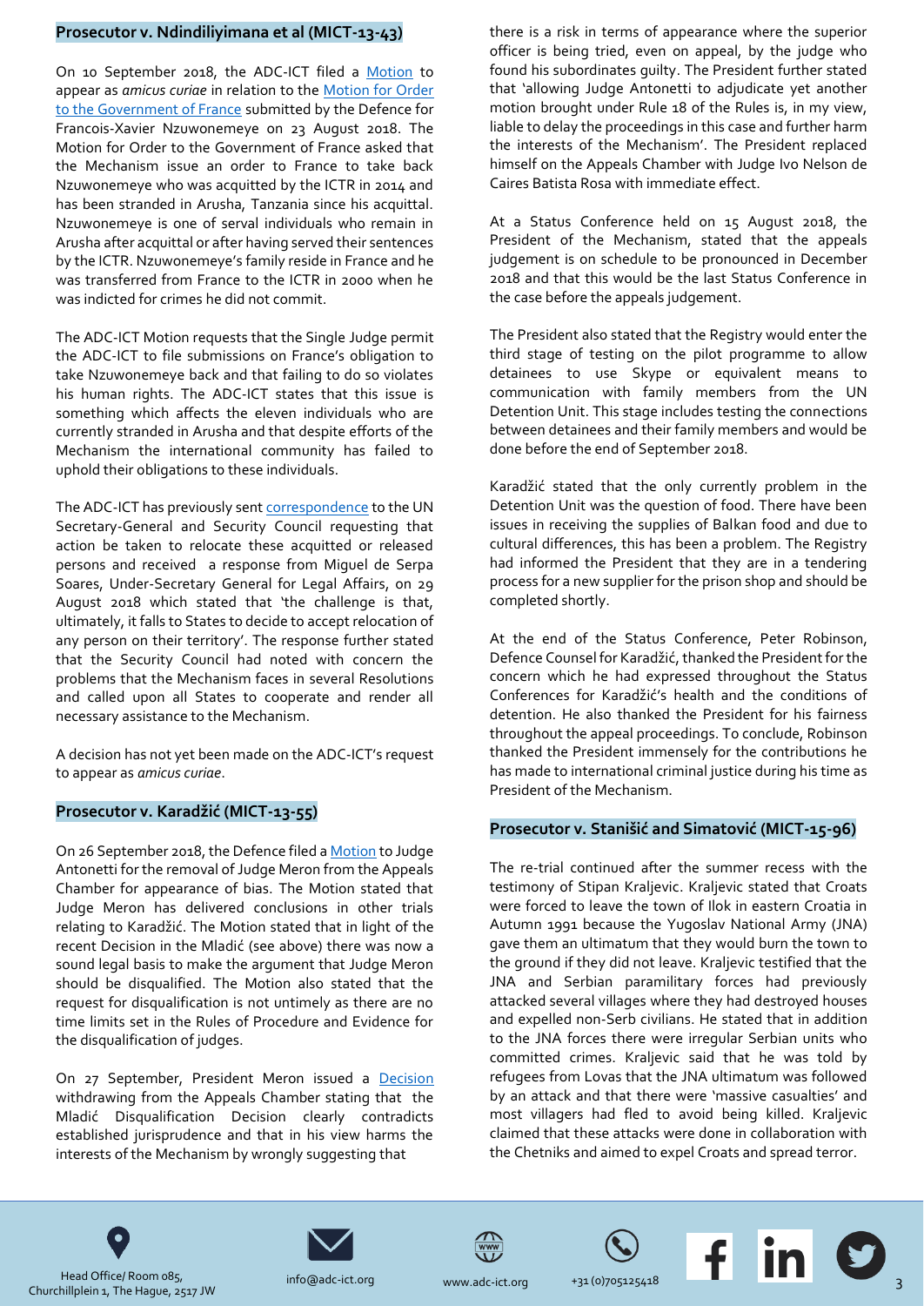## Prosecutor v. Ndindiliyimana et al (MICT-13-43)

On 10 September 2018, the ADC-ICT filed a Motion to appear as *amicus curiae* in relation to the Motion for Order to the Government of France submitted by the Defence for Francois-Xavier Nzuwonemeye on 23 August 2018. The Motion for Order to the Government of France asked that the Mechanism issue an order to France to take back Nzuwonemeye who was acquitted by the ICTR in 2014 and has been stranded in Arusha, Tanzania since his acquittal. Nzuwonemeye is one of serval individuals who remain in Arusha after acquittal or after having served their sentences by the ICTR. Nzuwonemeye's family reside in France and he was transferred from France to the ICTR in 2000 when he was indicted for crimes he did not commit.

The ADC-ICT Motion requests that the Single Judge permit the ADC-ICT to file submissions on France's obligation to take Nzuwonemeye back and that failing to do so violates his human rights. The ADC-ICT states that this issue is something which affects the eleven individuals who are currently stranded in Arusha and that despite efforts of the Mechanism the international community has failed to uphold their obligations to these individuals.

The ADC-ICT has previously sent correspondence to the UN Secretary-General and Security Council requesting that action be taken to relocate these acquitted or released persons and received a response from Miguel de Serpa Soares, Under-Secretary General for Legal Affairs, on 29 August 2018 which stated that 'the challenge is that, ultimately, it falls to States to decide to accept relocation of any person on their territory'. The response further stated that the Security Council had noted with concern the problems that the Mechanism faces in several Resolutions and called upon all States to cooperate and render all necessary assistance to the Mechanism.

A decision has not yet been made on the ADC-ICT's request to appear as *amicus curiae*.

## Prosecutor v. Karadžić (MICT-13-55)

On 26 September 2018, the Defence filed a Motion to Judge Antonetti for the removal of Judge Meron from the Appeals Chamber for appearance of bias. The Motion stated that Judge Meron has delivered conclusions in other trials relating to Karadžić. The Motion stated that in light of the recent Decision in the Mladić (see above) there was now a sound legal basis to make the argument that Judge Meron should be disqualified. The Motion also stated that the request for disqualification is not untimely as there are no time limits set in the Rules of Procedure and Evidence for the disqualification of judges.

On 27 September, President Meron issued a Decision withdrawing from the Appeals Chamber stating that the Mladić Disqualification Decision clearly contradicts established jurisprudence and that in his view harms the interests of the Mechanism by wrongly suggesting that there is a risk in terms of appearance where the superior officer is being tried, even on appeal, by the judge who found his subordinates guilty. The President further stated that 'allowing Judge Antonetti to adjudicate yet another motion brought under Rule 18 of the Rules is, in my view, liable to delay the proceedings in this case and further harm the interests of the Mechanism'. The President replaced himself on the Appeals Chamber with Judge Ivo Nelson de Caires Batista Rosa with immediate effect.

At a Status Conference held on 15 August 2018, the President of the Mechanism, stated that the appeals judgement is on schedule to be pronounced in December 2018 and that this would be the last Status Conference in the case before the appeals judgement.

The President also stated that the Registry would enter the third stage of testing on the pilot programme to allow detainees to use Skype or equivalent means to communication with family members from the UN Detention Unit. This stage includes testing the connections between detainees and their family members and would be done before the end of September 2018.

Karadžić stated that the only currently problem in the Detention Unit was the question of food. There have been issues in receiving the supplies of Balkan food and due to cultural differences, this has been a problem. The Registry had informed the President that they are in a tendering process for a new supplier for the prison shop and should be completed shortly.

At the end of the Status Conference, Peter Robinson, Defence Counsel for Karadžić, thanked the President for the concern which he had expressed throughout the Status Conferences for Karadžić's health and the conditions of detention. He also thanked the President for his fairness throughout the appeal proceedings. To conclude, Robinson thanked the President immensely for the contributions he has made to international criminal justice during his time as President of the Mechanism.

## Prosecutor v. Stanišić and Simatović (MICT-15-96)

The re-trial continued after the summer recess with the testimony of Stipan Kraljevic. Kraljevic stated that Croats were forced to leave the town of Ilok in eastern Croatia in Autumn 1991 because the Yugoslav National Army (JNA) gave them an ultimatum that they would burn the town to the ground if they did not leave. Kraljevic testified that the JNA and Serbian paramilitary forces had previously attacked several villages where they had destroyed houses and expelled non-Serb civilians. He stated that in addition to the JNA forces there were irregular Serbian units who committed crimes. Kraljevic said that he was told by refugees from Lovas that the JNA ultimatum was followed by an attack and that there were 'massive casualties' and most villagers had fled to avoid being killed. Kraljevic claimed that these attacks were done in collaboration with the Chetniks and aimed to expel Croats and spread terror.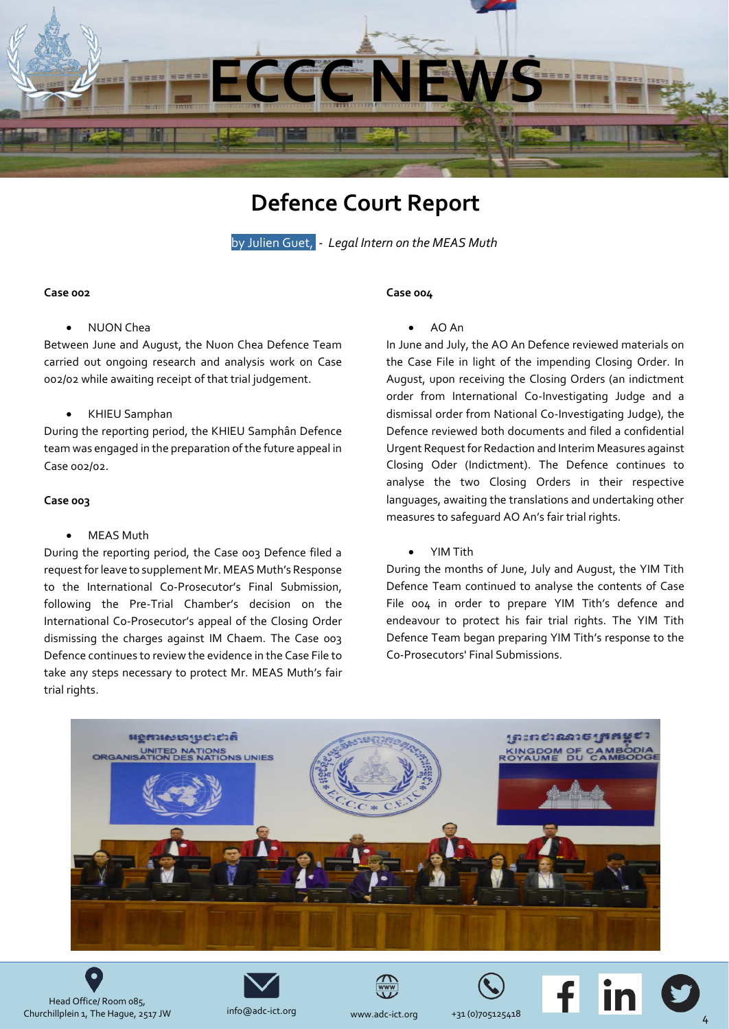# ECCC NEWS

## Defence Court Report

by Julien Guet, - *Legal Intern on the MEAS Muth*

### Case 002

- NUON Chea

Between June and August, the Nuon Chea Defence Team carried out ongoing research and analysis work on Case 002/02 while awaiting receipt of that trial judgement.

- KHIEU Samphan

During the reporting period, the KHIEU Samphân Defence team was engaged in the preparation of the future appeal in Case 002/02.

### Case 003

- MEAS Muth

During the reporting period, the Case 003 Defence filed a request for leave to supplement Mr. MEAS Muth's Response to the International Co-Prosecutor's Final Submission, following the Pre-Trial Chamber's decision on the International Co-Prosecutor's appeal of the Closing Order dismissing the charges against IM Chaem. The Case 003 Defence continues to review the evidence in the Case File to take any steps necessary to protect Mr. MEAS Muth's fair trial rights.

### Case 004

- AO An

In June and July, the AO An Defence reviewed materials on the Case File in light of the impending Closing Order. In August, upon receiving the Closing Orders (an indictment order from International Co-Investigating Judge and a dismissal order from National Co-Investigating Judge), the Defence reviewed both documents and filed a confidential Urgent Request for Redaction and Interim Measures against Closing Oder (Indictment). The Defence continues to analyse the two Closing Orders in their respective languages, awaiting the translations and undertaking other measures to safeguard AO An's fair trial rights.

- YIM Tith

During the months of June, July and August, the YIM Tith Defence Team continued to analyse the contents of Case File 004 in order to prepare YIM Tith's defence and endeavour to protect his fair trial rights. The YIM Tith Defence Team began preparing YIM Tith's response to the Co-Prosecutors' Final Submissions.

Head Office/ Room 085, Churchillplein 1, The Hague, 2517 JW | info@adc-ict.org | www.adc-ict.org | +31 (0)705125418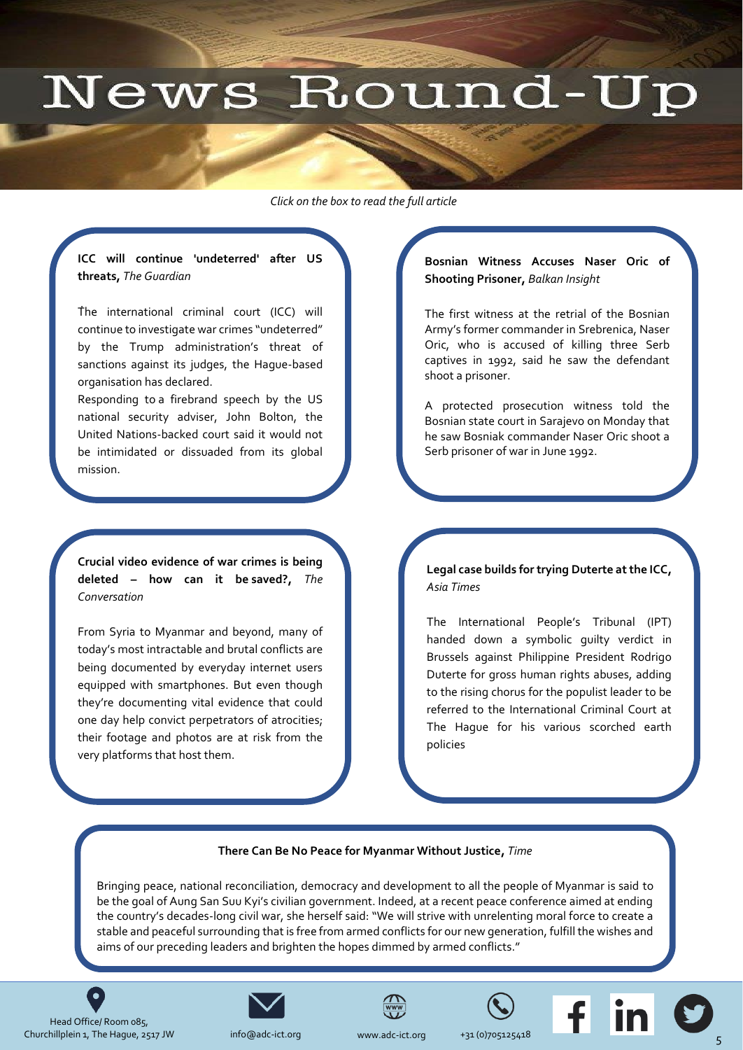# News Round-Up

*Click on the box to read the full article*

**ICC will continue 'undeterred' after US threats,** *The Guardian*

The international criminal court (ICC) will continue to investigate war crimes "undeterred" by the Trump administration's threat of sanctions against its judges, the Hague-based organisation has declared.

Responding to a firebrand speech by the US national security adviser, John Bolton, the United Nations-backed court said it would not be intimidated or dissuaded from its global mission.

**Bosnian Witness Accuses Naser Oric of Shooting Prisoner,** *Balkan Insight*

The first witness at the retrial of the Bosnian Army's former commander in Srebrenica, Naser Oric, who is accused of killing three Serb captives in 1992, said he saw the defendant shoot a prisoner.

A protected prosecution witness told the Bosnian state court in Sarajevo on Monday that he saw Bosniak commander Naser Oric shoot a Serb prisoner of war in June 1992.

**Crucial video evidence of war crimes is being deleted – how can it be saved?,** *The Conversation*

From Syria to Myanmar and beyond, many of today's most intractable and brutal conflicts are being documented by everyday internet users equipped with smartphones. But even though they're documenting vital evidence that could one day help convict perpetrators of atrocities; their footage and photos are at risk from the very platforms that host them.

**Legal case builds for trying Duterte at the ICC,** *Asia Times*

The International People's Tribunal (IPT) handed down a symbolic guilty verdict in Brussels against Philippine President Rodrigo Duterte for gross human rights abuses, adding to the rising chorus for the populist leader to be referred to the International Criminal Court at The Hague for his various scorched earth policies

**There Can Be No Peace for Myanmar Without Justice,** *Time*

Bringing peace, national reconciliation, democracy and development to all the people of Myanmar is said to be the goal of Aung San Suu Kyi's civilian government. Indeed, at a recent peace conference aimed at ending the country's decades-long civil war, she herself said: "We will strive with unrelenting moral force to create a stable and peaceful surrounding that is free from armed conflicts for our new generation, fulfill the wishes and aims of our preceding leaders and brighten the hopes dimmed by armed conflicts."

Head Office/ Room 085, Churchillplein 1, The Hague, 2517 JW | info@adc-ict.org | www.adc-ict.org | +31 (0)705125418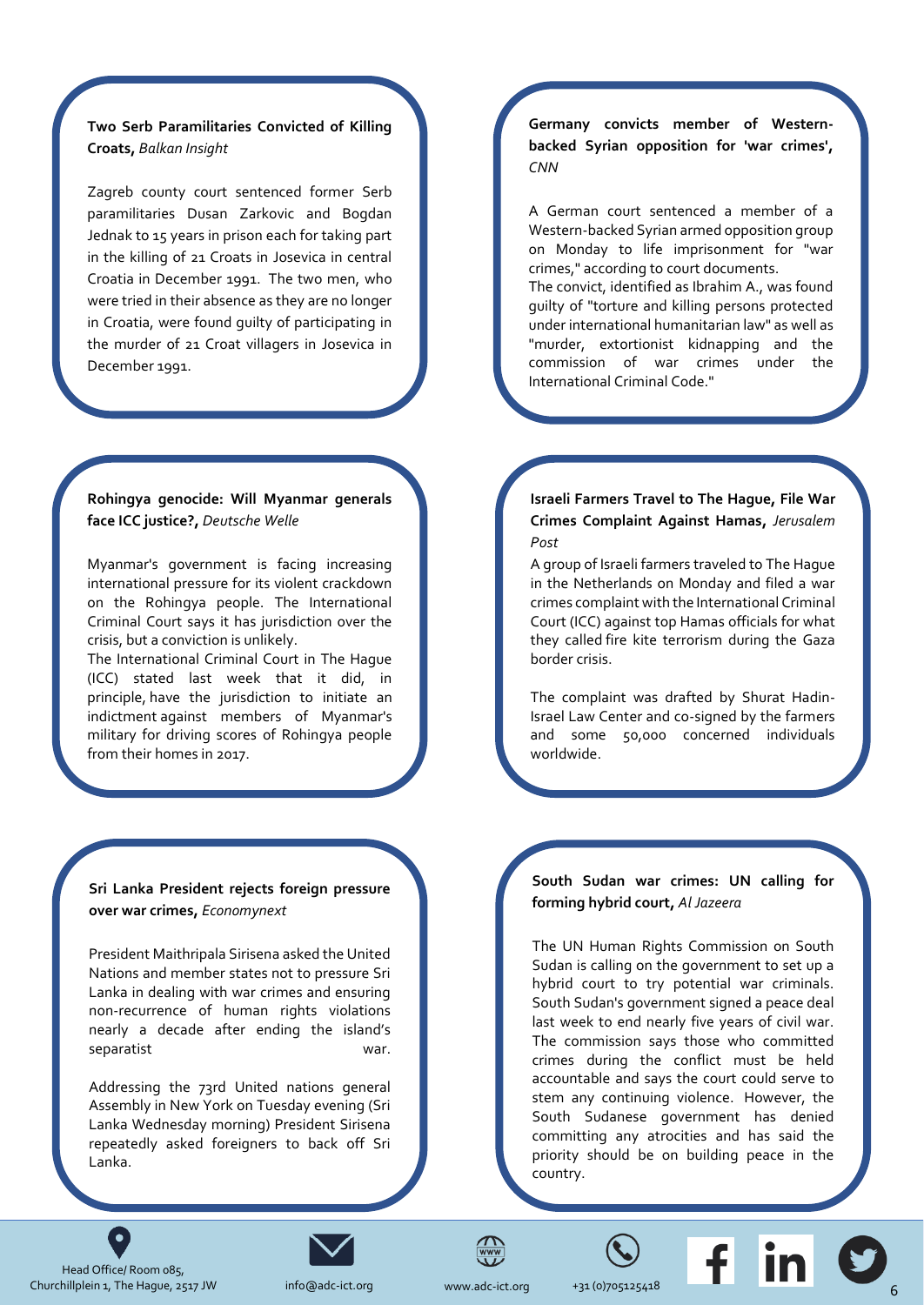**Two Serb Paramilitaries Convicted of Killing Croats,** *Balkan Insight*

Zagreb county court sentenced former Serb paramilitaries Dusan Zarkovic and Bogdan Jednak to 15 years in prison each for taking part in the killing of 21 Croats in Josevica in central Croatia in December 1991. The two men, who were tried in their absence as they are no longer in Croatia, were found guilty of participating in the murder of 21 Croat villagers in Josevica in December 1991.

**Germany convicts member of Western-backed Syrian opposition for 'war crimes',** *CNN*

A German court sentenced a member of a Western-backed Syrian armed opposition group on Monday to life imprisonment for "war crimes," according to court documents.
The convict, identified as Ibrahim A., was found guilty of "torture and killing persons protected under international humanitarian law" as well as "murder, extortionist kidnapping and the commission of war crimes under the International Criminal Code."

**Rohingya genocide: Will Myanmar generals face ICC justice?,** *Deutsche Welle*

Myanmar's government is facing increasing international pressure for its violent crackdown on the Rohingya people. The International Criminal Court says it has jurisdiction over the crisis, but a conviction is unlikely.
The International Criminal Court in The Hague (ICC) stated last week that it did, in principle, have the jurisdiction to initiate an indictment against members of Myanmar's military for driving scores of Rohingya people from their homes in 2017.

**Israeli Farmers Travel to The Hague, File War Crimes Complaint Against Hamas,** *Jerusalem Post*

A group of Israeli farmers traveled to The Hague in the Netherlands on Monday and filed a war crimes complaint with the International Criminal Court (ICC) against top Hamas officials for what they called fire kite terrorism during the Gaza border crisis.

The complaint was drafted by Shurat Hadin-Israel Law Center and co-signed by the farmers and some 50,000 concerned individuals worldwide.

**Sri Lanka President rejects foreign pressure over war crimes,** *Economynext*

President Maithripala Sirisena asked the United Nations and member states not to pressure Sri Lanka in dealing with war crimes and ensuring non-recurrence of human rights violations nearly a decade after ending the island's separatist war.

Addressing the 73rd United nations general Assembly in New York on Tuesday evening (Sri Lanka Wednesday morning) President Sirisena repeatedly asked foreigners to back off Sri Lanka.

**South Sudan war crimes: UN calling for forming hybrid court,** *Al Jazeera*

The UN Human Rights Commission on South Sudan is calling on the government to set up a hybrid court to try potential war criminals. South Sudan's government signed a peace deal last week to end nearly five years of civil war. The commission says those who committed crimes during the conflict must be held accountable and says the court could serve to stem any continuing violence. However, the South Sudanese government has denied committing any atrocities and has said the priority should be on building peace in the country.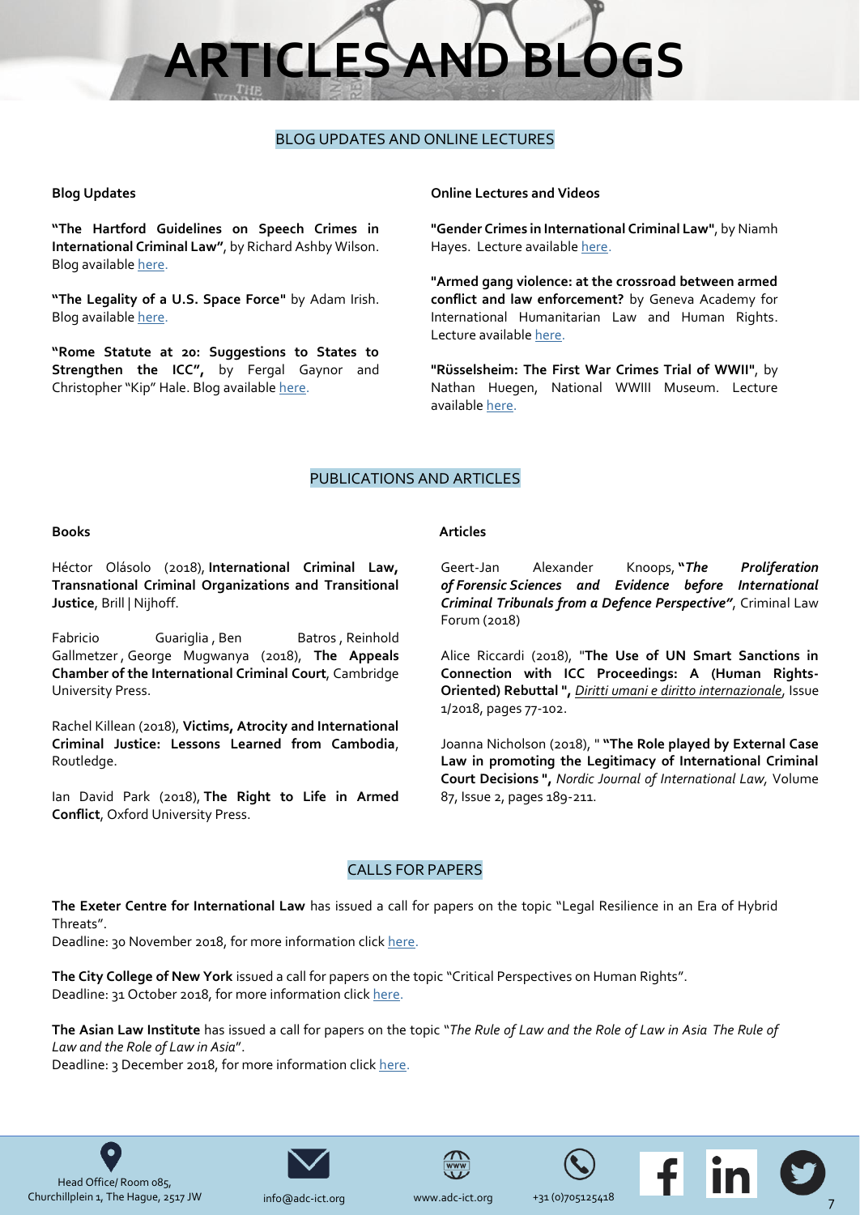# ARTICLES AND BLOGS

## BLOG UPDATES AND ONLINE LECTURES

### Blog Updates

**"The Hartford Guidelines on Speech Crimes in International Criminal Law"**, by Richard Ashby Wilson. Blog available here.

**"The Legality of a U.S. Space Force"** by Adam Irish. Blog available here.

**"Rome Statute at 20: Suggestions to States to Strengthen the ICC",** by Fergal Gaynor and Christopher "Kip" Hale. Blog available here.

### Online Lectures and Videos

**"Gender Crimes in International Criminal Law"**, by Niamh Hayes. Lecture available here.

**"Armed gang violence: at the crossroad between armed conflict and law enforcement?** by Geneva Academy for International Humanitarian Law and Human Rights. Lecture available here.

**"Rüsselsheim: The First War Crimes Trial of WWII"**, by Nathan Huegen, National WWIII Museum. Lecture available here.

## PUBLICATIONS AND ARTICLES

### Books

Héctor Olásolo (2018), **International Criminal Law, Transnational Criminal Organizations and Transitional Justice**, Brill | Nijhoff.

Fabricio Guariglia , Ben Batros , Reinhold Gallmetzer , George Mugwanya (2018), **The Appeals Chamber of the International Criminal Court**, Cambridge University Press.

Rachel Killean (2018), **Victims, Atrocity and International Criminal Justice: Lessons Learned from Cambodia**, Routledge.

Ian David Park (2018), **The Right to Life in Armed Conflict**, Oxford University Press.

### Articles

Geert-Jan Alexander Knoops, **"*The Proliferation of Forensic Sciences and Evidence before International Criminal Tribunals from a Defence Perspective"***, Criminal Law Forum (2018)

Alice Riccardi (2018), **"The Use of UN Smart Sanctions in Connection with ICC Proceedings: A (Human Rights-Oriented) Rebuttal ",** *Diritti umani e diritto internazionale*, Issue 1/2018, pages 77-102.

Joanna Nicholson (2018), " **"The Role played by External Case Law in promoting the Legitimacy of International Criminal Court Decisions ",** *Nordic Journal of International Law,* Volume 87, Issue 2, pages 189-211.

## CALLS FOR PAPERS

**The Exeter Centre for International Law** has issued a call for papers on the topic "Legal Resilience in an Era of Hybrid Threats".
Deadline: 30 November 2018, for more information click here.

**The City College of New York** issued a call for papers on the topic "Critical Perspectives on Human Rights".
Deadline: 31 October 2018, for more information click here.

**The Asian Law Institute** has issued a call for papers on the topic "*The Rule of Law and the Role of Law in Asia The Rule of Law and the Role of Law in Asia*".
Deadline: 3 December 2018, for more information click here.

Head Office/ Room 085, Churchillplein 1, The Hague, 2517 JW | info@adc-ict.org | www.adc-ict.org | +31 (0)705125418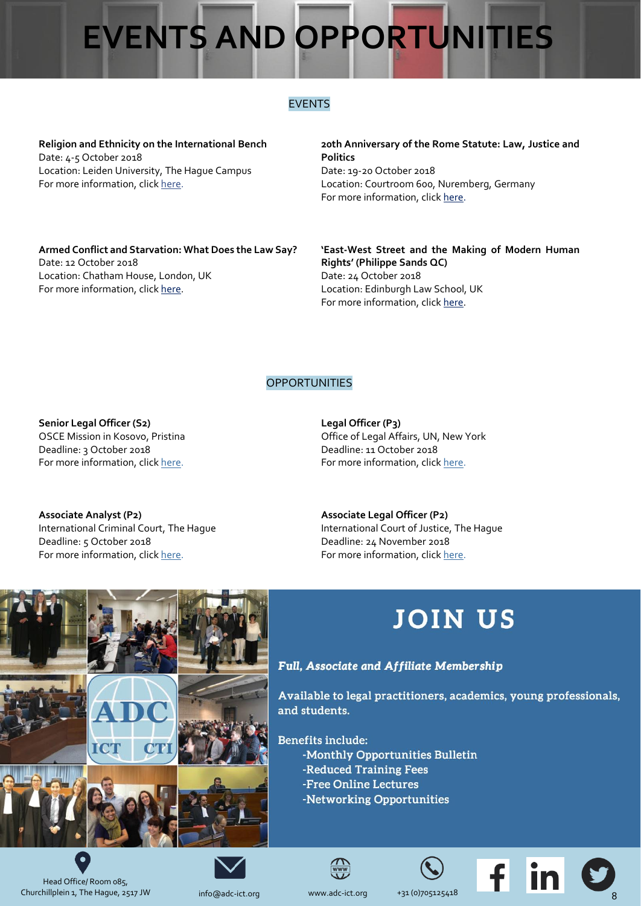# EVENTS AND OPPORTUNITIES

## EVENTS

**Religion and Ethnicity on the International Bench**
Date: 4-5 October 2018
Location: Leiden University, The Hague Campus
For more information, click here.

**20th Anniversary of the Rome Statute: Law, Justice and Politics**
Date: 19-20 October 2018
Location: Courtroom 600, Nuremberg, Germany
For more information, click here.

**Armed Conflict and Starvation: What Does the Law Say?**
Date: 12 October 2018
Location: Chatham House, London, UK
For more information, click here.

**'East-West Street and the Making of Modern Human Rights' (Philippe Sands QC)**
Date: 24 October 2018
Location: Edinburgh Law School, UK
For more information, click here.

## OPPORTUNITIES

**Senior Legal Officer (S2)**
OSCE Mission in Kosovo, Pristina
Deadline: 3 October 2018
For more information, click here.

**Legal Officer (P3)**
Office of Legal Affairs, UN, New York
Deadline: 11 October 2018
For more information, click here.

**Associate Analyst (P2)**
International Criminal Court, The Hague
Deadline: 5 October 2018
For more information, click here.

**Associate Legal Officer (P2)**
International Court of Justice, The Hague
Deadline: 24 November 2018
For more information, click here.

## JOIN US

***Full, Associate and Affiliate Membership***

**Available to legal practitioners, academics, young professionals, and students.**

Benefits include:
- Monthly Opportunities Bulletin
- Reduced Training Fees
- Free Online Lectures
- Networking Opportunities

Head Office/ Room 085, Churchillplein 1, The Hague, 2517 JW

info@adc-ict.org

www.adc-ict.org

+31 (0)705125418